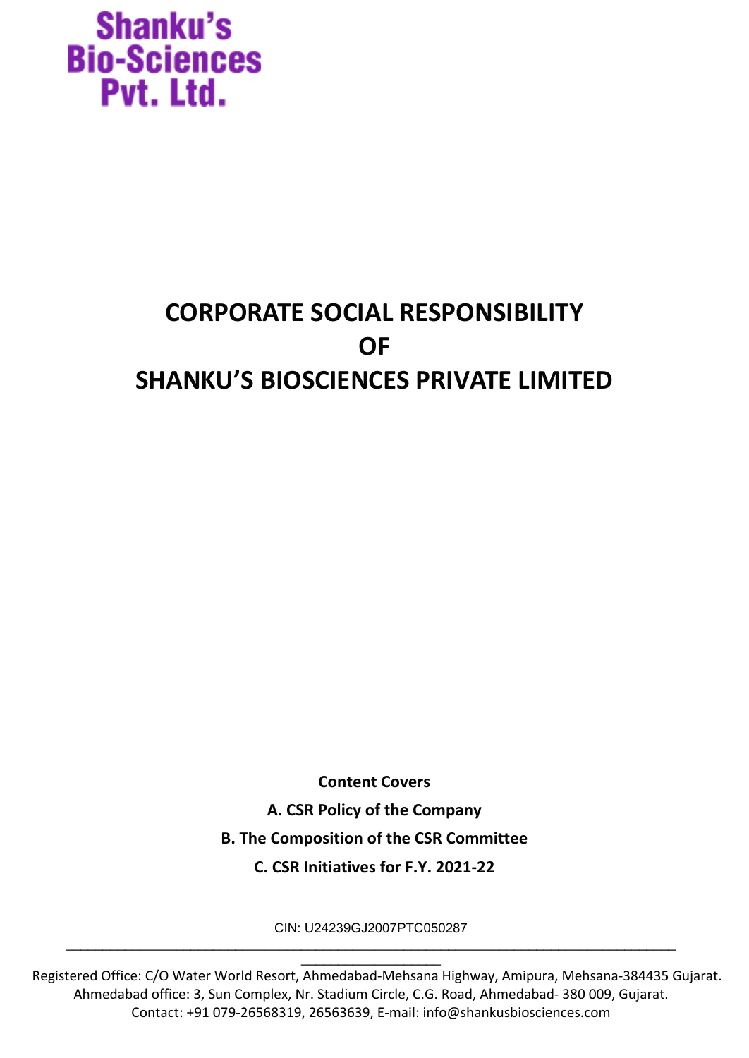Shanku's Bio-Sciences Pvt. Ltd.

# CORPORATE SOCIAL RESPONSIBILITY OF SHANKU'S BIOSCIENCES PRIVATE LIMITED

**Content Covers**

**A. CSR Policy of the Company**

**B. The Composition of the CSR Committee**

**C. CSR Initiatives for F.Y. 2021-22**

CIN: U24239GJ2007PTC050287

Registered Office: C/O Water World Resort, Ahmedabad-Mehsana Highway, Amipura, Mehsana-384435 Gujarat.
Ahmedabad office: 3, Sun Complex, Nr. Stadium Circle, C.G. Road, Ahmedabad- 380 009, Gujarat.
Contact: +91 079-26568319, 26563639, E-mail: info@shankusbiosciences.com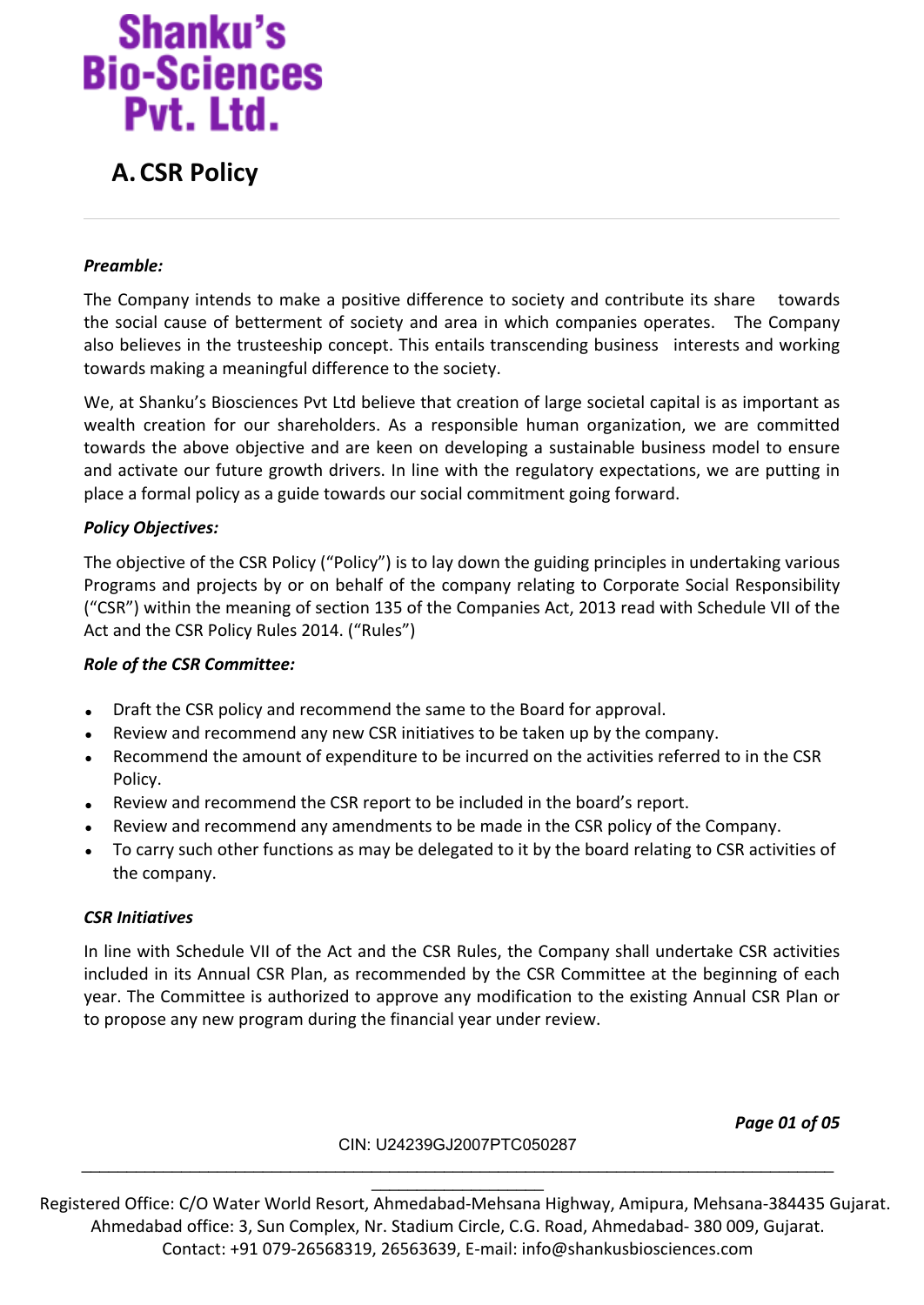# Shanku's Bio-Sciences Pvt. Ltd.

## A. CSR Policy

***Preamble:***

The Company intends to make a positive difference to society and contribute its share towards the social cause of betterment of society and area in which companies operates. The Company also believes in the trusteeship concept. This entails transcending business interests and working towards making a meaningful difference to the society.

We, at Shanku's Biosciences Pvt Ltd believe that creation of large societal capital is as important as wealth creation for our shareholders. As a responsible human organization, we are committed towards the above objective and are keen on developing a sustainable business model to ensure and activate our future growth drivers. In line with the regulatory expectations, we are putting in place a formal policy as a guide towards our social commitment going forward.

***Policy Objectives:***

The objective of the CSR Policy ("Policy") is to lay down the guiding principles in undertaking various Programs and projects by or on behalf of the company relating to Corporate Social Responsibility ("CSR") within the meaning of section 135 of the Companies Act, 2013 read with Schedule VII of the Act and the CSR Policy Rules 2014. ("Rules")

***Role of the CSR Committee:***

- Draft the CSR policy and recommend the same to the Board for approval.
- Review and recommend any new CSR initiatives to be taken up by the company.
- Recommend the amount of expenditure to be incurred on the activities referred to in the CSR Policy.
- Review and recommend the CSR report to be included in the board's report.
- Review and recommend any amendments to be made in the CSR policy of the Company.
- To carry such other functions as may be delegated to it by the board relating to CSR activities of the company.

***CSR Initiatives***

In line with Schedule VII of the Act and the CSR Rules, the Company shall undertake CSR activities included in its Annual CSR Plan, as recommended by the CSR Committee at the beginning of each year. The Committee is authorized to approve any modification to the existing Annual CSR Plan or to propose any new program during the financial year under review.

CIN: U24239GJ2007PTC050287

Registered Office: C/O Water World Resort, Ahmedabad-Mehsana Highway, Amipura, Mehsana-384435 Gujarat.
Ahmedabad office: 3, Sun Complex, Nr. Stadium Circle, C.G. Road, Ahmedabad- 380 009, Gujarat.
Contact: +91 079-26568319, 26563639, E-mail: info@shankusbiosciences.com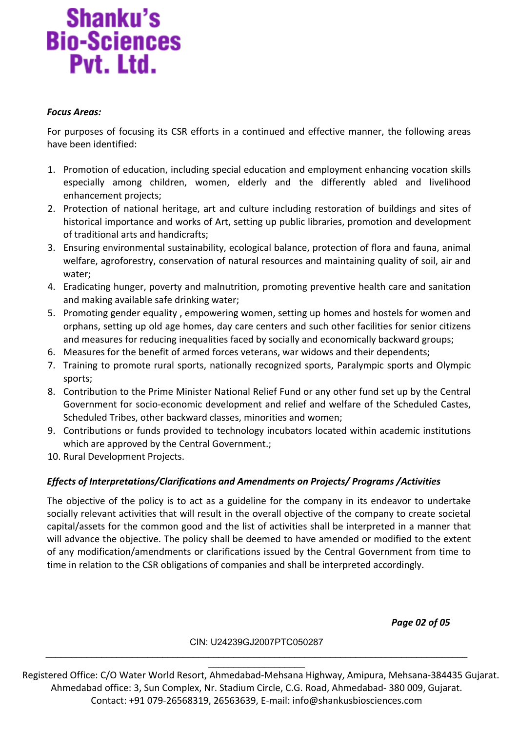***Focus Areas:***

For purposes of focusing its CSR efforts in a continued and effective manner, the following areas have been identified:

1. Promotion of education, including special education and employment enhancing vocation skills especially among children, women, elderly and the differently abled and livelihood enhancement projects;
2. Protection of national heritage, art and culture including restoration of buildings and sites of historical importance and works of Art, setting up public libraries, promotion and development of traditional arts and handicrafts;
3. Ensuring environmental sustainability, ecological balance, protection of flora and fauna, animal welfare, agroforestry, conservation of natural resources and maintaining quality of soil, air and water;
4. Eradicating hunger, poverty and malnutrition, promoting preventive health care and sanitation and making available safe drinking water;
5. Promoting gender equality , empowering women, setting up homes and hostels for women and orphans, setting up old age homes, day care centers and such other facilities for senior citizens and measures for reducing inequalities faced by socially and economically backward groups;
6. Measures for the benefit of armed forces veterans, war widows and their dependents;
7. Training to promote rural sports, nationally recognized sports, Paralympic sports and Olympic sports;
8. Contribution to the Prime Minister National Relief Fund or any other fund set up by the Central Government for socio-economic development and relief and welfare of the Scheduled Castes, Scheduled Tribes, other backward classes, minorities and women;
9. Contributions or funds provided to technology incubators located within academic institutions which are approved by the Central Government.;
10. Rural Development Projects.

***Effects of Interpretations/Clarifications and Amendments on Projects/ Programs /Activities***

The objective of the policy is to act as a guideline for the company in its endeavor to undertake socially relevant activities that will result in the overall objective of the company to create societal capital/assets for the common good and the list of activities shall be interpreted in a manner that will advance the objective. The policy shall be deemed to have amended or modified to the extent of any modification/amendments or clarifications issued by the Central Government from time to time in relation to the CSR obligations of companies and shall be interpreted accordingly.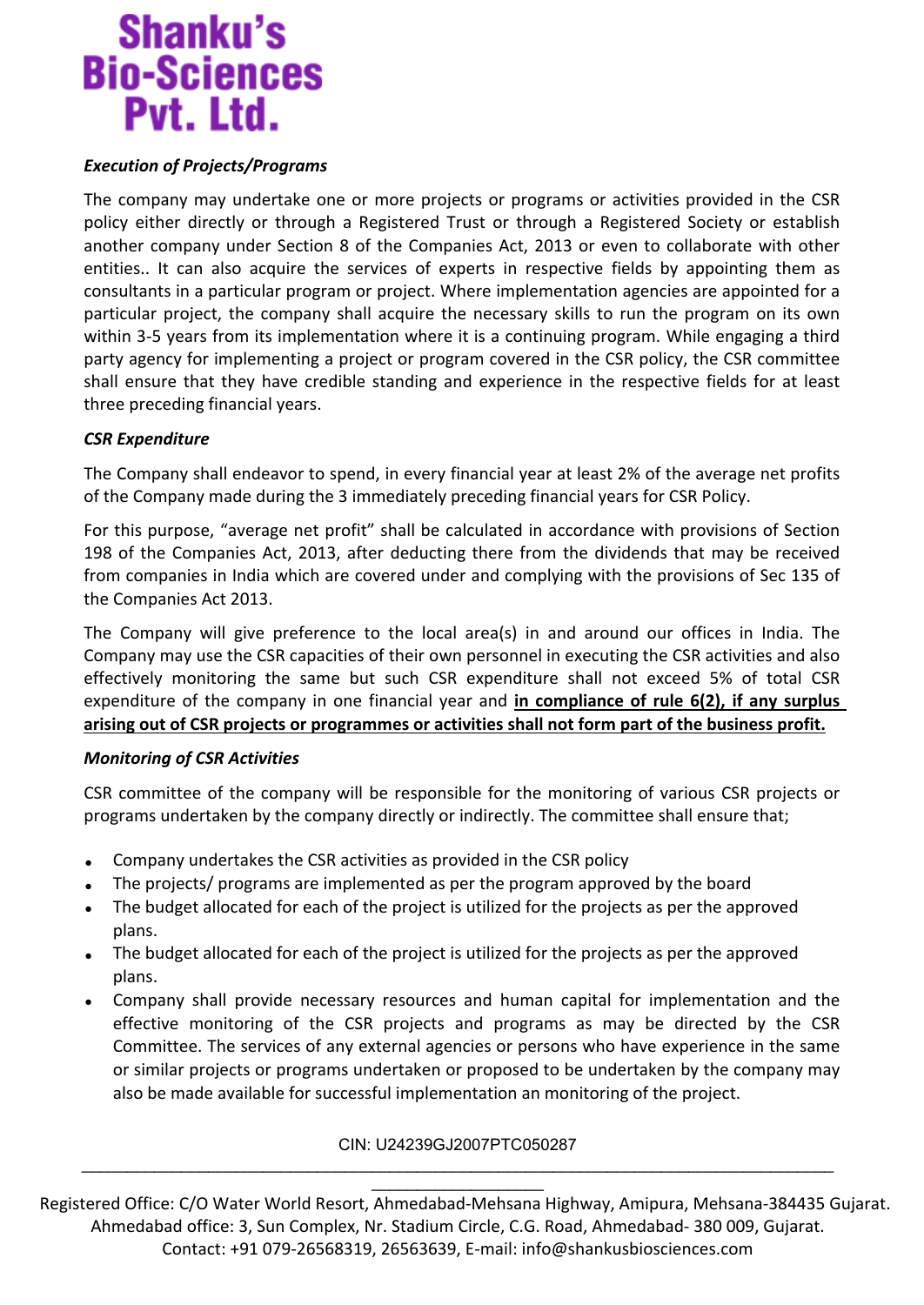### *Execution of Projects/Programs*

The company may undertake one or more projects or programs or activities provided in the CSR policy either directly or through a Registered Trust or through a Registered Society or establish another company under Section 8 of the Companies Act, 2013 or even to collaborate with other entities.. It can also acquire the services of experts in respective fields by appointing them as consultants in a particular program or project. Where implementation agencies are appointed for a particular project, the company shall acquire the necessary skills to run the program on its own within 3-5 years from its implementation where it is a continuing program. While engaging a third party agency for implementing a project or program covered in the CSR policy, the CSR committee shall ensure that they have credible standing and experience in the respective fields for at least three preceding financial years.

### *CSR Expenditure*

The Company shall endeavor to spend, in every financial year at least 2% of the average net profits of the Company made during the 3 immediately preceding financial years for CSR Policy.

For this purpose, "average net profit" shall be calculated in accordance with provisions of Section 198 of the Companies Act, 2013, after deducting there from the dividends that may be received from companies in India which are covered under and complying with the provisions of Sec 135 of the Companies Act 2013.

The Company will give preference to the local area(s) in and around our offices in India. The Company may use the CSR capacities of their own personnel in executing the CSR activities and also effectively monitoring the same but such CSR expenditure shall not exceed 5% of total CSR expenditure of the company in one financial year and **in compliance of rule 6(2), if any surplus arising out of CSR projects or programmes or activities shall not form part of the business profit.**

### *Monitoring of CSR Activities*

CSR committee of the company will be responsible for the monitoring of various CSR projects or programs undertaken by the company directly or indirectly. The committee shall ensure that;

- Company undertakes the CSR activities as provided in the CSR policy
- The projects/ programs are implemented as per the program approved by the board
- The budget allocated for each of the project is utilized for the projects as per the approved plans.
- The budget allocated for each of the project is utilized for the projects as per the approved plans.
- Company shall provide necessary resources and human capital for implementation and the effective monitoring of the CSR projects and programs as may be directed by the CSR Committee. The services of any external agencies or persons who have experience in the same or similar projects or programs undertaken or proposed to be undertaken by the company may also be made available for successful implementation an monitoring of the project.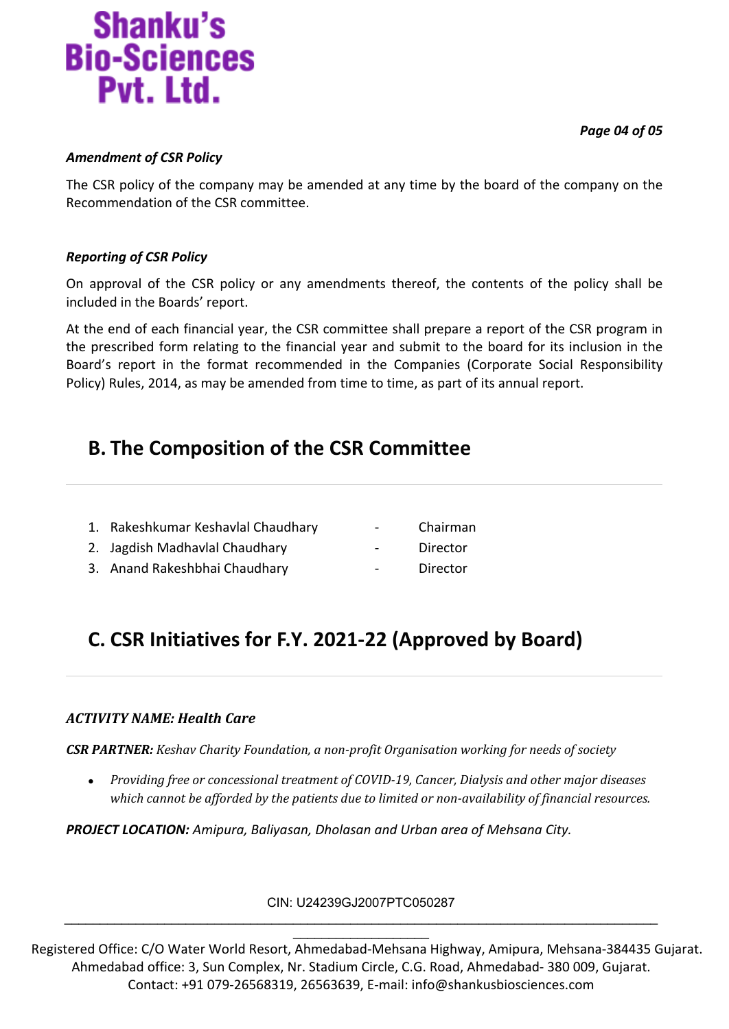***Amendment of CSR Policy***

The CSR policy of the company may be amended at any time by the board of the company on the Recommendation of the CSR committee.

***Reporting of CSR Policy***

On approval of the CSR policy or any amendments thereof, the contents of the policy shall be included in the Boards' report.

At the end of each financial year, the CSR committee shall prepare a report of the CSR program in the prescribed form relating to the financial year and submit to the board for its inclusion in the Board's report in the format recommended in the Companies (Corporate Social Responsibility Policy) Rules, 2014, as may be amended from time to time, as part of its annual report.

## B. The Composition of the CSR Committee

1. Rakeshkumar Keshavlal Chaudhary - Chairman
2. Jagdish Madhavlal Chaudhary - Director
3. Anand Rakeshbhai Chaudhary - Director

## C. CSR Initiatives for F.Y. 2021-22 (Approved by Board)

***ACTIVITY NAME: Health Care***

***CSR PARTNER:*** *Keshav Charity Foundation, a non-profit Organisation working for needs of society*

- *Providing free or concessional treatment of COVID-19, Cancer, Dialysis and other major diseases which cannot be afforded by the patients due to limited or non-availability of financial resources.*

***PROJECT LOCATION:*** *Amipura, Baliyasan, Dholasan and Urban area of Mehsana City.*